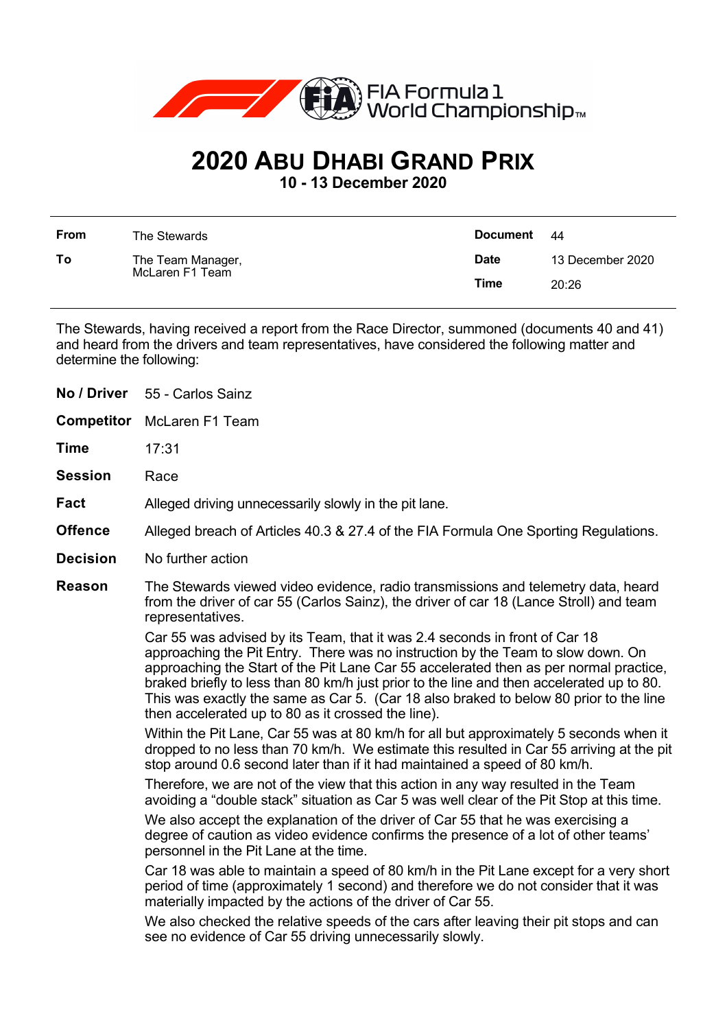FIA Formula 1 World Championship™

# 2020 Abu Dhabi Grand Prix

**10 - 13 December 2020**

| | | | |
|---|---|---|---|
| **From** | The Stewards | **Document** | 44 |
| **To** | The Team Manager, McLaren F1 Team | **Date** | 13 December 2020 |
| | | **Time** | 20:26 |

The Stewards, having received a report from the Race Director, summoned (documents 40 and 41) and heard from the drivers and team representatives, have considered the following matter and determine the following:

**No / Driver** 55 - Carlos Sainz

**Competitor** McLaren F1 Team

**Time** 17:31

**Session** Race

**Fact** Alleged driving unnecessarily slowly in the pit lane.

**Offence** Alleged breach of Articles 40.3 & 27.4 of the FIA Formula One Sporting Regulations.

**Decision** No further action

**Reason** The Stewards viewed video evidence, radio transmissions and telemetry data, heard from the driver of car 55 (Carlos Sainz), the driver of car 18 (Lance Stroll) and team representatives.

Car 55 was advised by its Team, that it was 2.4 seconds in front of Car 18 approaching the Pit Entry. There was no instruction by the Team to slow down. On approaching the Start of the Pit Lane Car 55 accelerated then as per normal practice, braked briefly to less than 80 km/h just prior to the line and then accelerated up to 80. This was exactly the same as Car 5. (Car 18 also braked to below 80 prior to the line then accelerated up to 80 as it crossed the line).

Within the Pit Lane, Car 55 was at 80 km/h for all but approximately 5 seconds when it dropped to no less than 70 km/h. We estimate this resulted in Car 55 arriving at the pit stop around 0.6 second later than if it had maintained a speed of 80 km/h.

Therefore, we are not of the view that this action in any way resulted in the Team avoiding a "double stack" situation as Car 5 was well clear of the Pit Stop at this time.

We also accept the explanation of the driver of Car 55 that he was exercising a degree of caution as video evidence confirms the presence of a lot of other teams' personnel in the Pit Lane at the time.

Car 18 was able to maintain a speed of 80 km/h in the Pit Lane except for a very short period of time (approximately 1 second) and therefore we do not consider that it was materially impacted by the actions of the driver of Car 55.

We also checked the relative speeds of the cars after leaving their pit stops and can see no evidence of Car 55 driving unnecessarily slowly.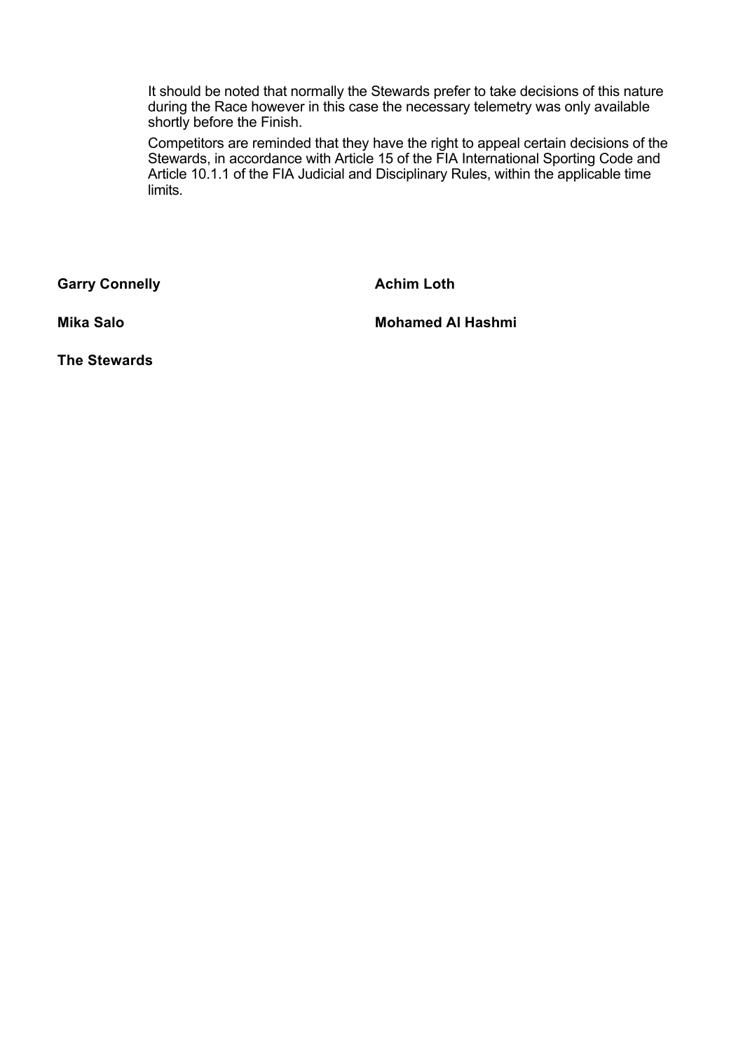It should be noted that normally the Stewards prefer to take decisions of this nature during the Race however in this case the necessary telemetry was only available shortly before the Finish.

Competitors are reminded that they have the right to appeal certain decisions of the Stewards, in accordance with Article 15 of the FIA International Sporting Code and Article 10.1.1 of the FIA Judicial and Disciplinary Rules, within the applicable time limits.

**Garry Connelly** **Achim Loth**

**Mika Salo** **Mohamed Al Hashmi**

**The Stewards**